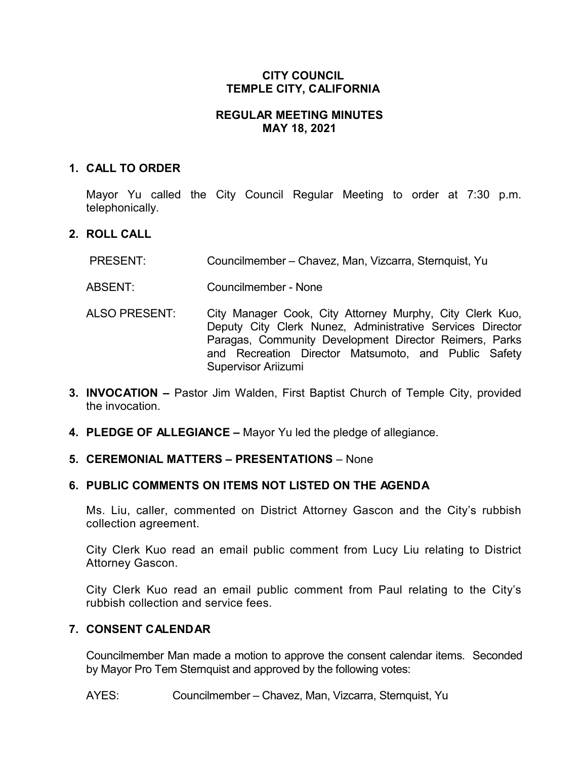# CITY COUNCIL
# TEMPLE CITY, CALIFORNIA

## REGULAR MEETING MINUTES
## MAY 18, 2021

### 1. CALL TO ORDER

Mayor Yu called the City Council Regular Meeting to order at 7:30 p.m. telephonically.

### 2. ROLL CALL

PRESENT: Councilmember – Chavez, Man, Vizcarra, Sternquist, Yu

ABSENT: Councilmember - None

ALSO PRESENT: City Manager Cook, City Attorney Murphy, City Clerk Kuo, Deputy City Clerk Nunez, Administrative Services Director Paragas, Community Development Director Reimers, Parks and Recreation Director Matsumoto, and Public Safety Supervisor Ariizumi

### 3. INVOCATION – Pastor Jim Walden, First Baptist Church of Temple City, provided the invocation.

### 4. PLEDGE OF ALLEGIANCE – Mayor Yu led the pledge of allegiance.

### 5. CEREMONIAL MATTERS – PRESENTATIONS – None

### 6. PUBLIC COMMENTS ON ITEMS NOT LISTED ON THE AGENDA

Ms. Liu, caller, commented on District Attorney Gascon and the City's rubbish collection agreement.

City Clerk Kuo read an email public comment from Lucy Liu relating to District Attorney Gascon.

City Clerk Kuo read an email public comment from Paul relating to the City's rubbish collection and service fees.

### 7. CONSENT CALENDAR

Councilmember Man made a motion to approve the consent calendar items. Seconded by Mayor Pro Tem Sternquist and approved by the following votes:

AYES: Councilmember – Chavez, Man, Vizcarra, Sternquist, Yu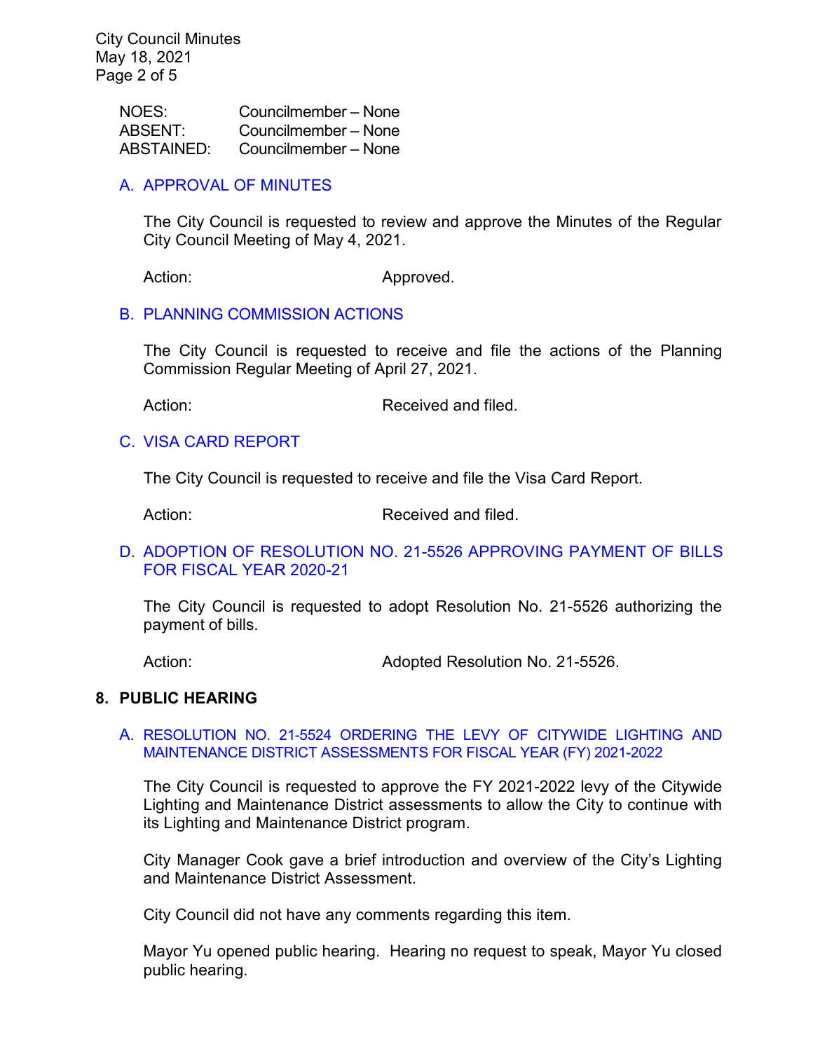| | |
|---|---|
| NOES: | Councilmember – None |
| ABSENT: | Councilmember – None |
| ABSTAINED: | Councilmember – None |

### A. APPROVAL OF MINUTES

The City Council is requested to review and approve the Minutes of the Regular City Council Meeting of May 4, 2021.

Action: Approved.

### B. PLANNING COMMISSION ACTIONS

The City Council is requested to receive and file the actions of the Planning Commission Regular Meeting of April 27, 2021.

Action: Received and filed.

### C. VISA CARD REPORT

The City Council is requested to receive and file the Visa Card Report.

Action: Received and filed.

### D. ADOPTION OF RESOLUTION NO. 21-5526 APPROVING PAYMENT OF BILLS FOR FISCAL YEAR 2020-21

The City Council is requested to adopt Resolution No. 21-5526 authorizing the payment of bills.

Action: Adopted Resolution No. 21-5526.

## 8. PUBLIC HEARING

### A. RESOLUTION NO. 21-5524 ORDERING THE LEVY OF CITYWIDE LIGHTING AND MAINTENANCE DISTRICT ASSESSMENTS FOR FISCAL YEAR (FY) 2021-2022

The City Council is requested to approve the FY 2021-2022 levy of the Citywide Lighting and Maintenance District assessments to allow the City to continue with its Lighting and Maintenance District program.

City Manager Cook gave a brief introduction and overview of the City's Lighting and Maintenance District Assessment.

City Council did not have any comments regarding this item.

Mayor Yu opened public hearing. Hearing no request to speak, Mayor Yu closed public hearing.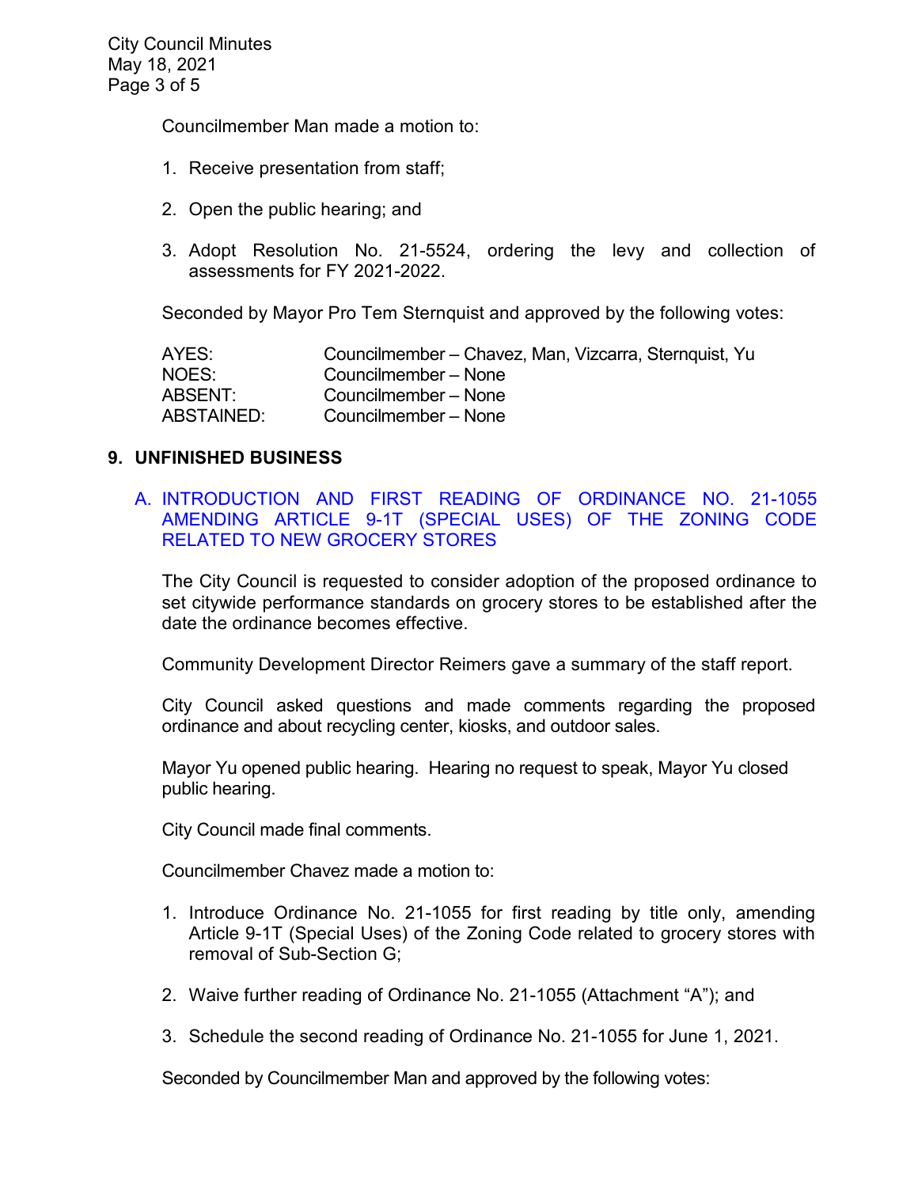Councilmember Man made a motion to:

1. Receive presentation from staff;

2. Open the public hearing; and

3. Adopt Resolution No. 21-5524, ordering the levy and collection of assessments for FY 2021-2022.

Seconded by Mayor Pro Tem Sternquist and approved by the following votes:

| | |
|---|---|
| AYES: | Councilmember – Chavez, Man, Vizcarra, Sternquist, Yu |
| NOES: | Councilmember – None |
| ABSENT: | Councilmember – None |
| ABSTAINED: | Councilmember – None |

## 9. UNFINISHED BUSINESS

### A. INTRODUCTION AND FIRST READING OF ORDINANCE NO. 21-1055 AMENDING ARTICLE 9-1T (SPECIAL USES) OF THE ZONING CODE RELATED TO NEW GROCERY STORES

The City Council is requested to consider adoption of the proposed ordinance to set citywide performance standards on grocery stores to be established after the date the ordinance becomes effective.

Community Development Director Reimers gave a summary of the staff report.

City Council asked questions and made comments regarding the proposed ordinance and about recycling center, kiosks, and outdoor sales.

Mayor Yu opened public hearing. Hearing no request to speak, Mayor Yu closed public hearing.

City Council made final comments.

Councilmember Chavez made a motion to:

1. Introduce Ordinance No. 21-1055 for first reading by title only, amending Article 9-1T (Special Uses) of the Zoning Code related to grocery stores with removal of Sub-Section G;

2. Waive further reading of Ordinance No. 21-1055 (Attachment "A"); and

3. Schedule the second reading of Ordinance No. 21-1055 for June 1, 2021.

Seconded by Councilmember Man and approved by the following votes: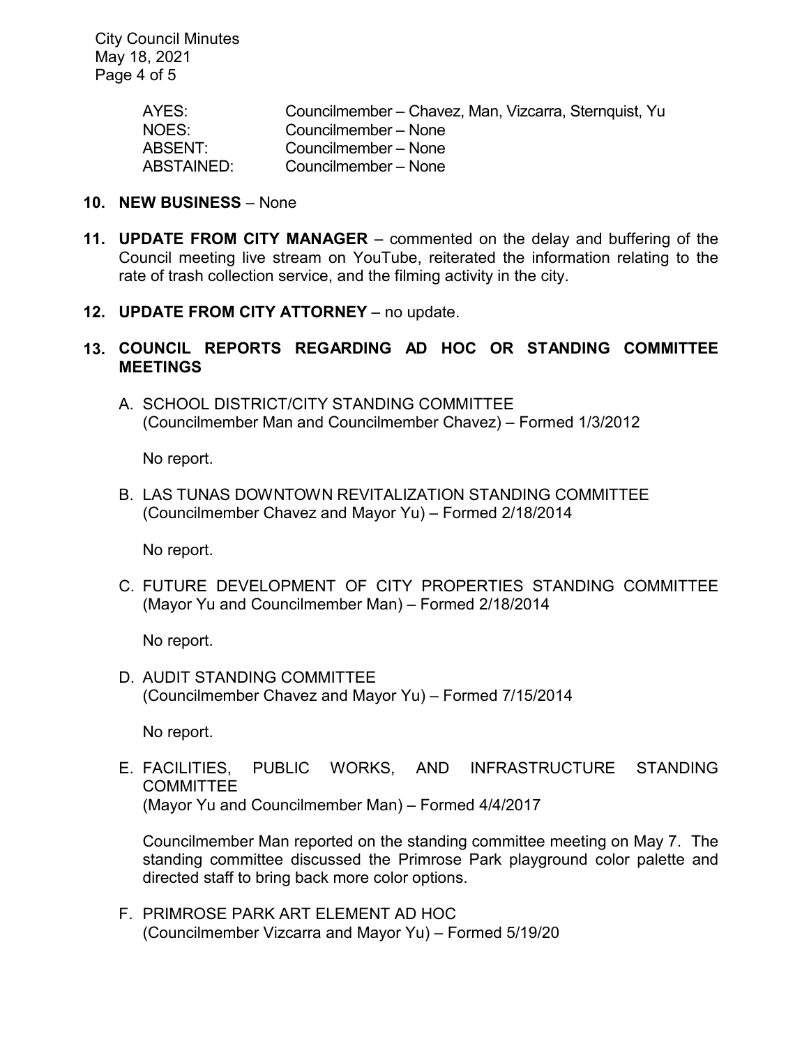| AYES: | Councilmember – Chavez, Man, Vizcarra, Sternquist, Yu |
|---|---|
| NOES: | Councilmember – None |
| ABSENT: | Councilmember – None |
| ABSTAINED: | Councilmember – None |

**10. NEW BUSINESS** – None

**11. UPDATE FROM CITY MANAGER** – commented on the delay and buffering of the Council meeting live stream on YouTube, reiterated the information relating to the rate of trash collection service, and the filming activity in the city.

**12. UPDATE FROM CITY ATTORNEY** – no update.

**13. COUNCIL REPORTS REGARDING AD HOC OR STANDING COMMITTEE MEETINGS**

A. SCHOOL DISTRICT/CITY STANDING COMMITTEE
(Councilmember Man and Councilmember Chavez) – Formed 1/3/2012

No report.

B. LAS TUNAS DOWNTOWN REVITALIZATION STANDING COMMITTEE
(Councilmember Chavez and Mayor Yu) – Formed 2/18/2014

No report.

C. FUTURE DEVELOPMENT OF CITY PROPERTIES STANDING COMMITTEE
(Mayor Yu and Councilmember Man) – Formed 2/18/2014

No report.

D. AUDIT STANDING COMMITTEE
(Councilmember Chavez and Mayor Yu) – Formed 7/15/2014

No report.

E. FACILITIES, PUBLIC WORKS, AND INFRASTRUCTURE STANDING COMMITTEE
(Mayor Yu and Councilmember Man) – Formed 4/4/2017

Councilmember Man reported on the standing committee meeting on May 7. The standing committee discussed the Primrose Park playground color palette and directed staff to bring back more color options.

F. PRIMROSE PARK ART ELEMENT AD HOC
(Councilmember Vizcarra and Mayor Yu) – Formed 5/19/20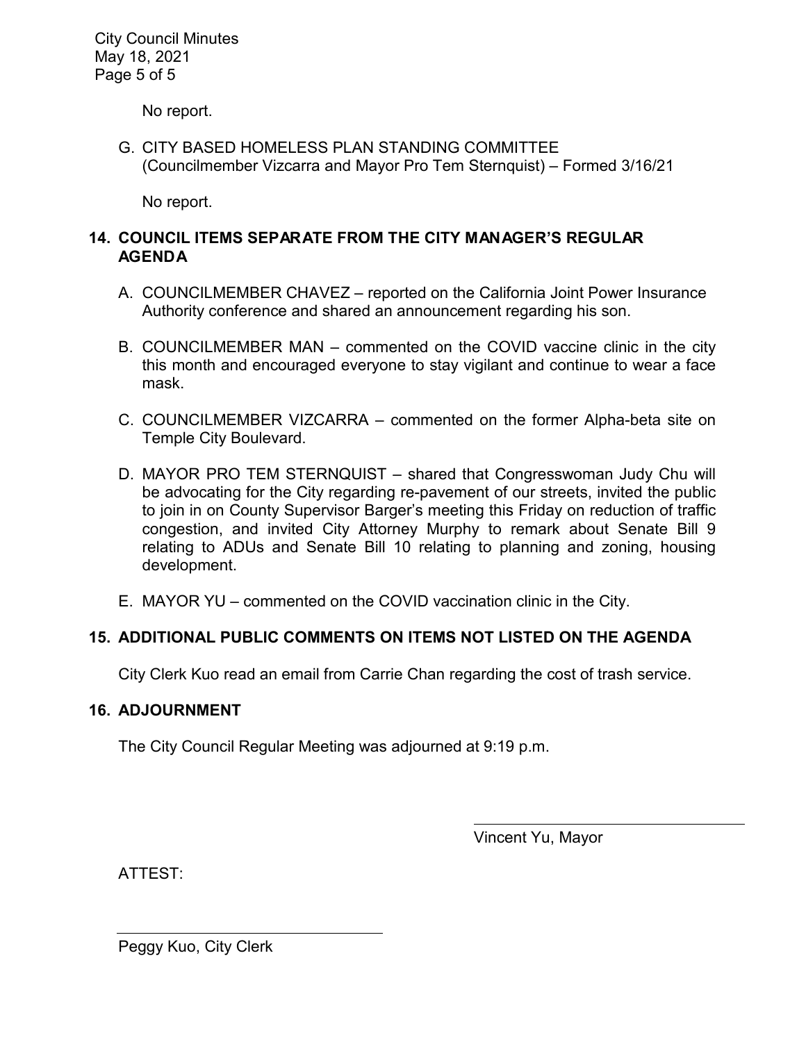No report.

G. CITY BASED HOMELESS PLAN STANDING COMMITTEE (Councilmember Vizcarra and Mayor Pro Tem Sternquist) – Formed 3/16/21

   No report.

## 14. COUNCIL ITEMS SEPARATE FROM THE CITY MANAGER'S REGULAR AGENDA

A. COUNCILMEMBER CHAVEZ – reported on the California Joint Power Insurance Authority conference and shared an announcement regarding his son.

B. COUNCILMEMBER MAN – commented on the COVID vaccine clinic in the city this month and encouraged everyone to stay vigilant and continue to wear a face mask.

C. COUNCILMEMBER VIZCARRA – commented on the former Alpha-beta site on Temple City Boulevard.

D. MAYOR PRO TEM STERNQUIST – shared that Congresswoman Judy Chu will be advocating for the City regarding re-pavement of our streets, invited the public to join in on County Supervisor Barger's meeting this Friday on reduction of traffic congestion, and invited City Attorney Murphy to remark about Senate Bill 9 relating to ADUs and Senate Bill 10 relating to planning and zoning, housing development.

E. MAYOR YU – commented on the COVID vaccination clinic in the City.

## 15. ADDITIONAL PUBLIC COMMENTS ON ITEMS NOT LISTED ON THE AGENDA

City Clerk Kuo read an email from Carrie Chan regarding the cost of trash service.

## 16. ADJOURNMENT

The City Council Regular Meeting was adjourned at 9:19 p.m.

\_\_\_\_\_\_\_\_\_\_\_\_\_\_\_\_\_\_\_\_\_\_\_\_\_\_\_\_\_\_\_\_\_\_\_\_
Vincent Yu, Mayor

ATTEST:

\_\_\_\_\_\_\_\_\_\_\_\_\_\_\_\_\_\_\_\_\_\_\_\_\_\_\_\_\_\_\_\_\_\_\_\_
Peggy Kuo, City Clerk